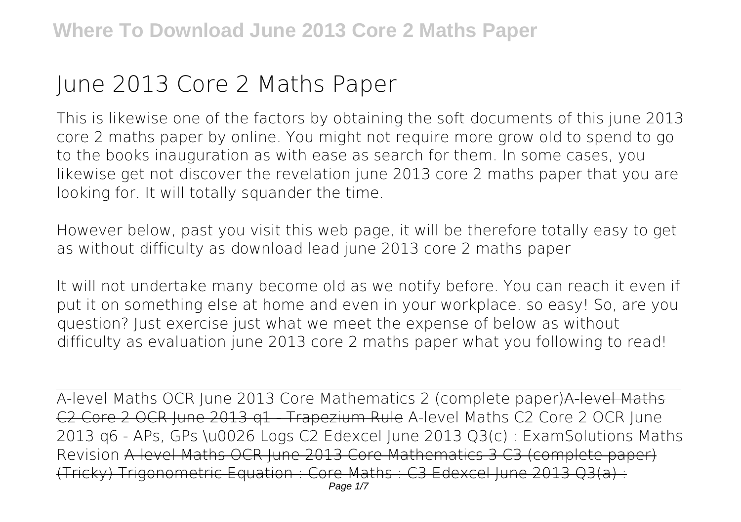# June 2013 Core 2 Maths Paper

This is likewise one of the factors by obtaining the soft documents of this june 2013 core 2 maths paper by online. You might not require more grow old to spend to go to the books inauguration as with ease as search for them. In some cases, you likewise get not discover the revelation june 2013 core 2 maths paper that you are looking for. It will totally squander the time.

However below, past you visit this web page, it will be therefore totally easy to get as without difficulty as download lead june 2013 core 2 maths paper

It will not undertake many become old as we notify before. You can reach it even if put it on something else at home and even in your workplace. so easy! So, are you question? Just exercise just what we meet the expense of below as without difficulty as evaluation june 2013 core 2 maths paper what you following to read!

A-level Maths OCR June 2013 Core Mathematics 2 (complete paper)A-level Maths C2 Core 2 OCR June 2013 q1 - Trapezium Rule A-level Maths C2 Core 2 OCR June 2013 q6 - APs, GPs \u0026 Logs C2 Edexcel June 2013 Q3(c) : ExamSolutions Maths Revision A-level Maths OCR June 2013 Core Mathematics 3 C3 (complete paper) (Tricky) Trigonometric Equation : Core Maths : C3 Edexcel June 2013 Q3(a) :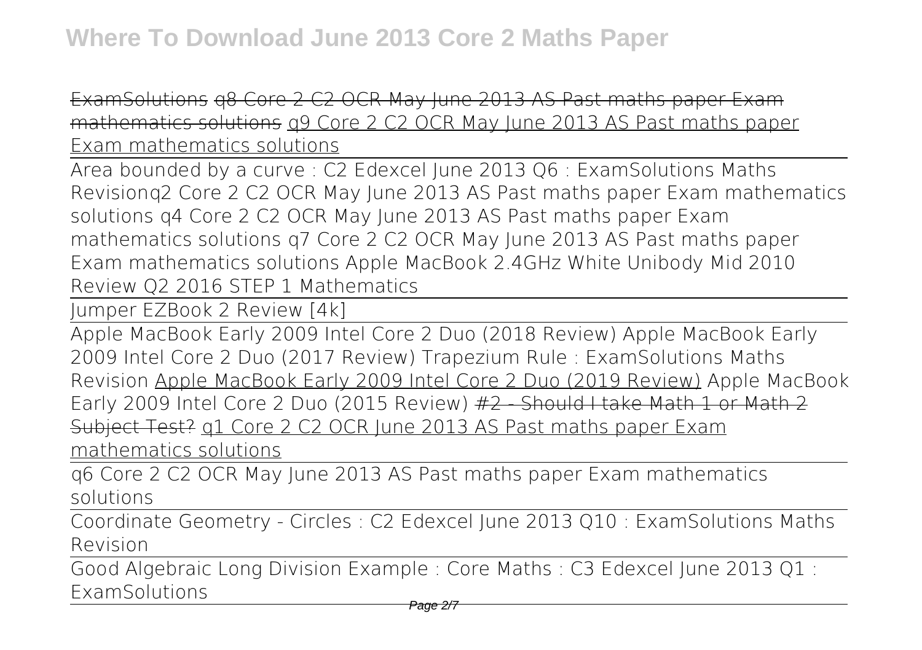ExamSolutions q8 Core 2 C2 OCR May June 2013 AS Past maths paper Exam mathematics solutions q9 Core 2 C2 OCR May June 2013 AS Past maths paper Exam mathematics solutions

Area bounded by a curve : C2 Edexcel June 2013 Q6 : ExamSolutions Maths Revision q2 Core 2 C2 OCR May June 2013 AS Past maths paper Exam mathematics solutions q4 Core 2 C2 OCR May June 2013 AS Past maths paper Exam mathematics solutions q7 Core 2 C2 OCR May June 2013 AS Past maths paper Exam mathematics solutions Apple MacBook 2.4GHz White Unibody Mid 2010 Review Q2 2016 STEP 1 Mathematics

Jumper EZBook 2 Review [4k]

Apple MacBook Early 2009 Intel Core 2 Duo (2018 Review) Apple MacBook Early 2009 Intel Core 2 Duo (2017 Review) Trapezium Rule : ExamSolutions Maths Revision Apple MacBook Early 2009 Intel Core 2 Duo (2019 Review) Apple MacBook Early 2009 Intel Core 2 Duo (2015 Review) #2 - Should I take Math 1 or Math 2 Subject Test? q1 Core 2 C2 OCR June 2013 AS Past maths paper Exam mathematics solutions

q6 Core 2 C2 OCR May June 2013 AS Past maths paper Exam mathematics solutions

Coordinate Geometry - Circles : C2 Edexcel June 2013 Q10 : ExamSolutions Maths Revision

Good Algebraic Long Division Example : Core Maths : C3 Edexcel June 2013 Q1 : ExamSolutions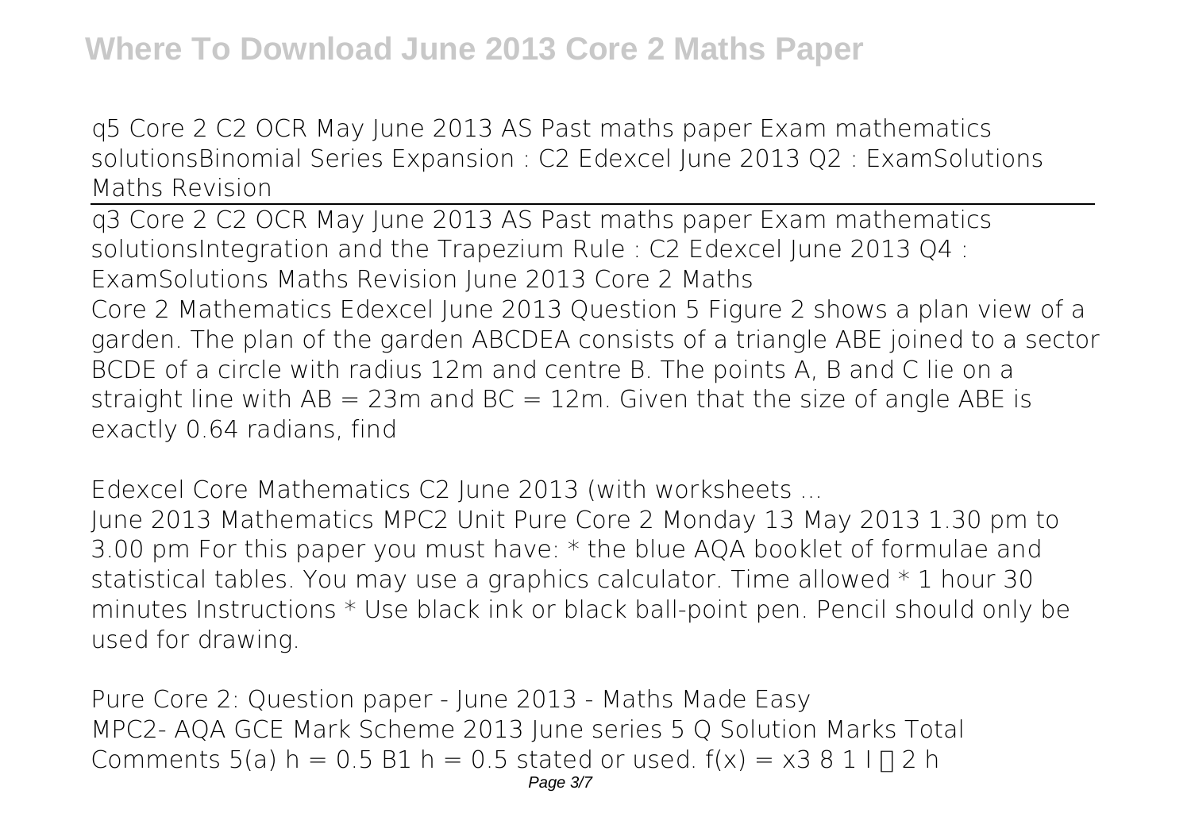# Where To Download June 2013 Core 2 Maths Paper

q5 Core 2 C2 OCR May June 2013 AS Past maths paper Exam mathematics solutions Binomial Series Expansion : C2 Edexcel June 2013 Q2 : ExamSolutions Maths Revision

q3 Core 2 C2 OCR May June 2013 AS Past maths paper Exam mathematics solutions Integration and the Trapezium Rule : C2 Edexcel June 2013 Q4 : ExamSolutions Maths Revision June 2013 Core 2 Maths

Core 2 Mathematics Edexcel June 2013 Question 5 Figure 2 shows a plan view of a garden. The plan of the garden ABCDEA consists of a triangle ABE joined to a sector BCDE of a circle with radius 12m and centre B. The points A, B and C lie on a straight line with AB = 23m and BC = 12m. Given that the size of angle ABE is exactly 0.64 radians, find

**Edexcel Core Mathematics C2 June 2013 (with worksheets ...**

June 2013 Mathematics MPC2 Unit Pure Core 2 Monday 13 May 2013 1.30 pm to 3.00 pm For this paper you must have: * the blue AQA booklet of formulae and statistical tables. You may use a graphics calculator. Time allowed * 1 hour 30 minutes Instructions * Use black ink or black ball-point pen. Pencil should only be used for drawing.

**Pure Core 2: Question paper - June 2013 - Maths Made Easy**

MPC2- AQA GCE Mark Scheme 2013 June series 5 Q Solution Marks Total Comments 5(a) h = 0.5 B1 h = 0.5 stated or used. f(x) = x3 8 1 I  2 h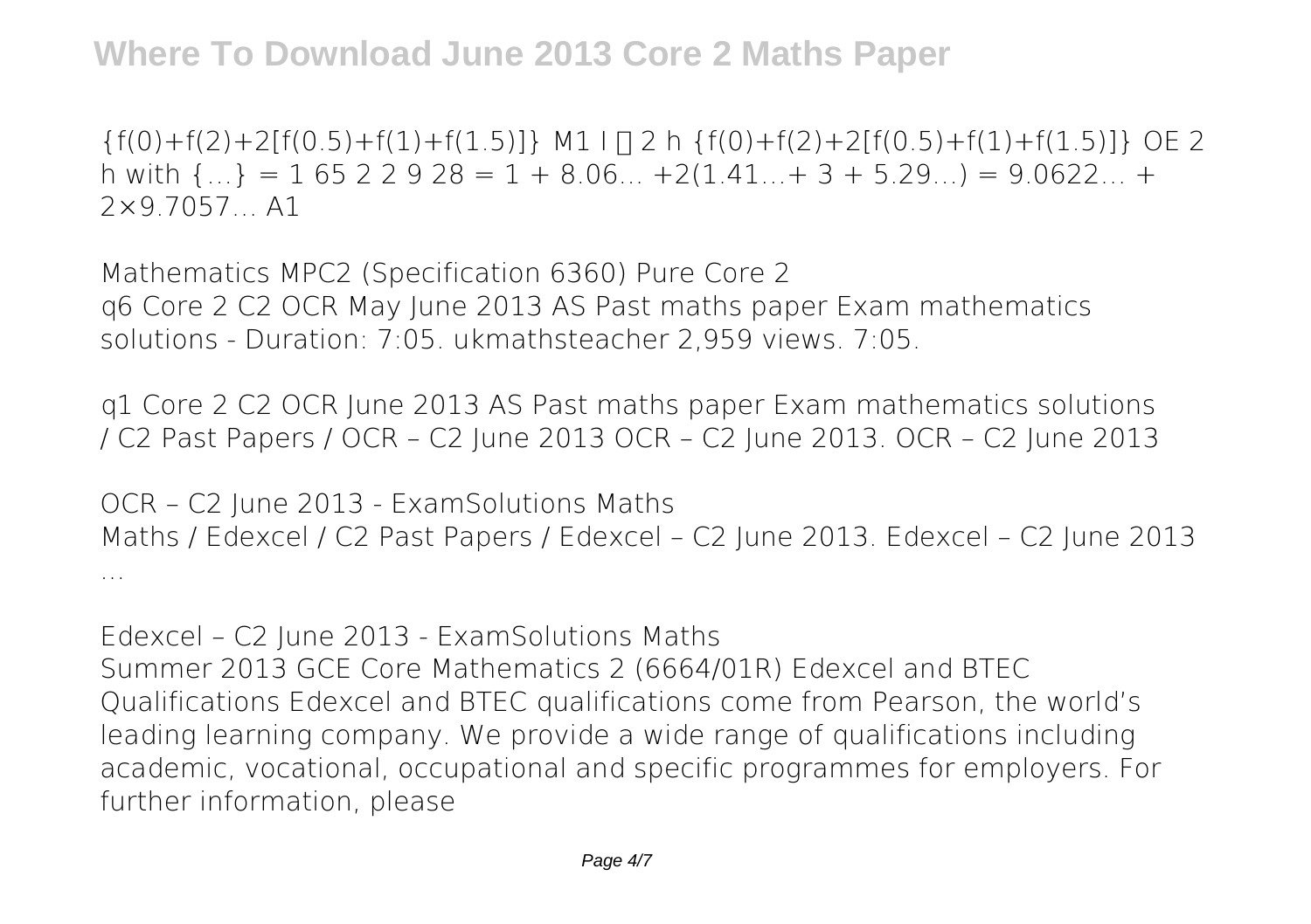$\{f(0)+f(2)+2[f(0.5)+f(1)+f(1.5)]\}$ M1 I ∏ 2 h $\{f(0)+f(2)+2[f(0.5)+f(1)+f(1.5)]\}$ OE 2 h with $\{\ldots\}$ = 1 65 2 2 9 28 = 1 + 8.06… +2(1.41…+ 3 + 5.29…) = 9.0622… + 2×9.7057… A1

**Mathematics MPC2 (Specification 6360) Pure Core 2**

q6 Core 2 C2 OCR May June 2013 AS Past maths paper Exam mathematics solutions - Duration: 7:05. ukmathsteacher 2,959 views. 7:05.

**q1 Core 2 C2 OCR June 2013 AS Past maths paper Exam mathematics solutions**

/ C2 Past Papers / OCR – C2 June 2013 OCR – C2 June 2013. OCR – C2 June 2013

**OCR – C2 June 2013 - ExamSolutions Maths**

Maths / Edexcel / C2 Past Papers / Edexcel – C2 June 2013. Edexcel – C2 June 2013 ...

**Edexcel – C2 June 2013 - ExamSolutions Maths**

Summer 2013 GCE Core Mathematics 2 (6664/01R) Edexcel and BTEC Qualifications Edexcel and BTEC qualifications come from Pearson, the world's leading learning company. We provide a wide range of qualifications including academic, vocational, occupational and specific programmes for employers. For further information, please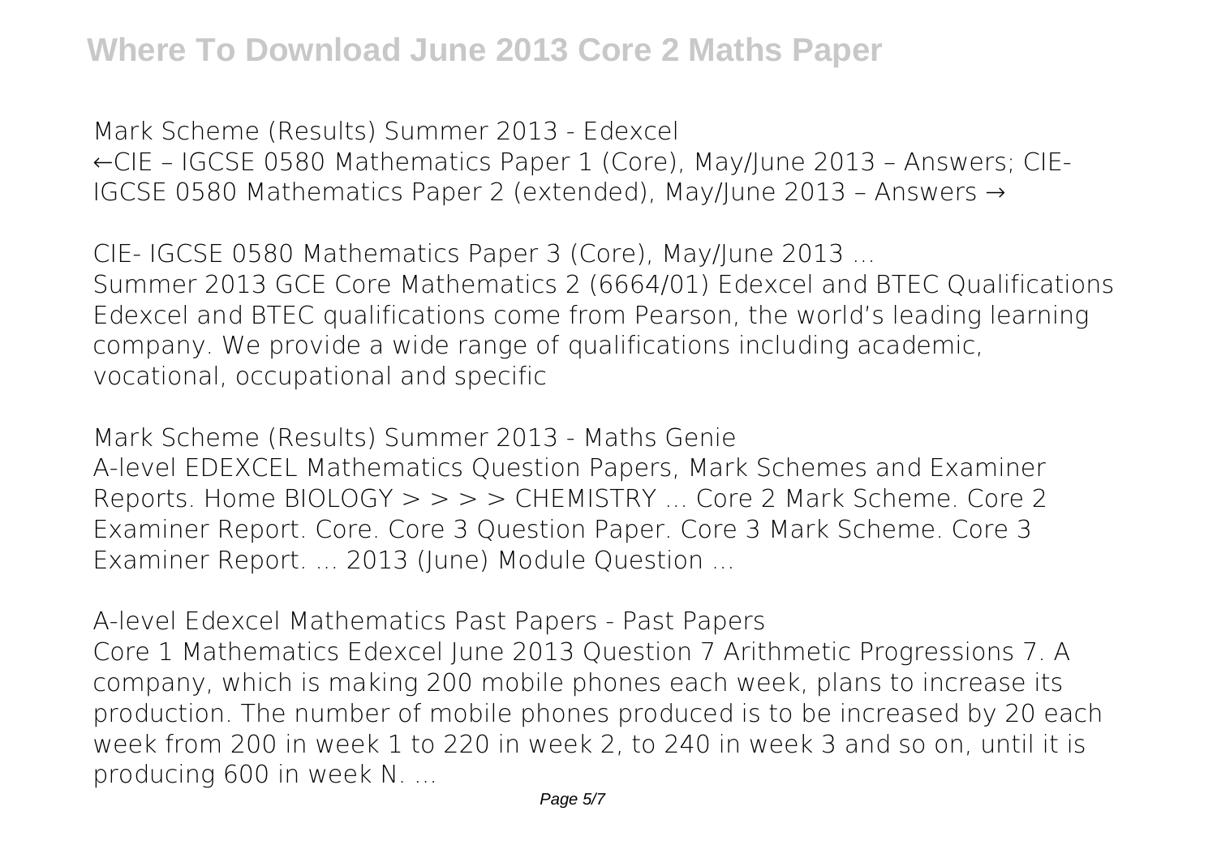**Mark Scheme (Results) Summer 2013 - Edexcel**

←CIE – IGCSE 0580 Mathematics Paper 1 (Core), May/June 2013 – Answers; CIE-IGCSE 0580 Mathematics Paper 2 (extended), May/June 2013 – Answers →

**CIE- IGCSE 0580 Mathematics Paper 3 (Core), May/June 2013 ...**

Summer 2013 GCE Core Mathematics 2 (6664/01) Edexcel and BTEC Qualifications Edexcel and BTEC qualifications come from Pearson, the world's leading learning company. We provide a wide range of qualifications including academic, vocational, occupational and specific

**Mark Scheme (Results) Summer 2013 - Maths Genie**

A-level EDEXCEL Mathematics Question Papers, Mark Schemes and Examiner Reports. Home BIOLOGY > > > > CHEMISTRY ... Core 2 Mark Scheme. Core 2 Examiner Report. Core. Core 3 Question Paper. Core 3 Mark Scheme. Core 3 Examiner Report. ... 2013 (June) Module Question ...

**A-level Edexcel Mathematics Past Papers - Past Papers**

Core 1 Mathematics Edexcel June 2013 Question 7 Arithmetic Progressions 7. A company, which is making 200 mobile phones each week, plans to increase its production. The number of mobile phones produced is to be increased by 20 each week from 200 in week 1 to 220 in week 2, to 240 in week 3 and so on, until it is producing 600 in week N. ...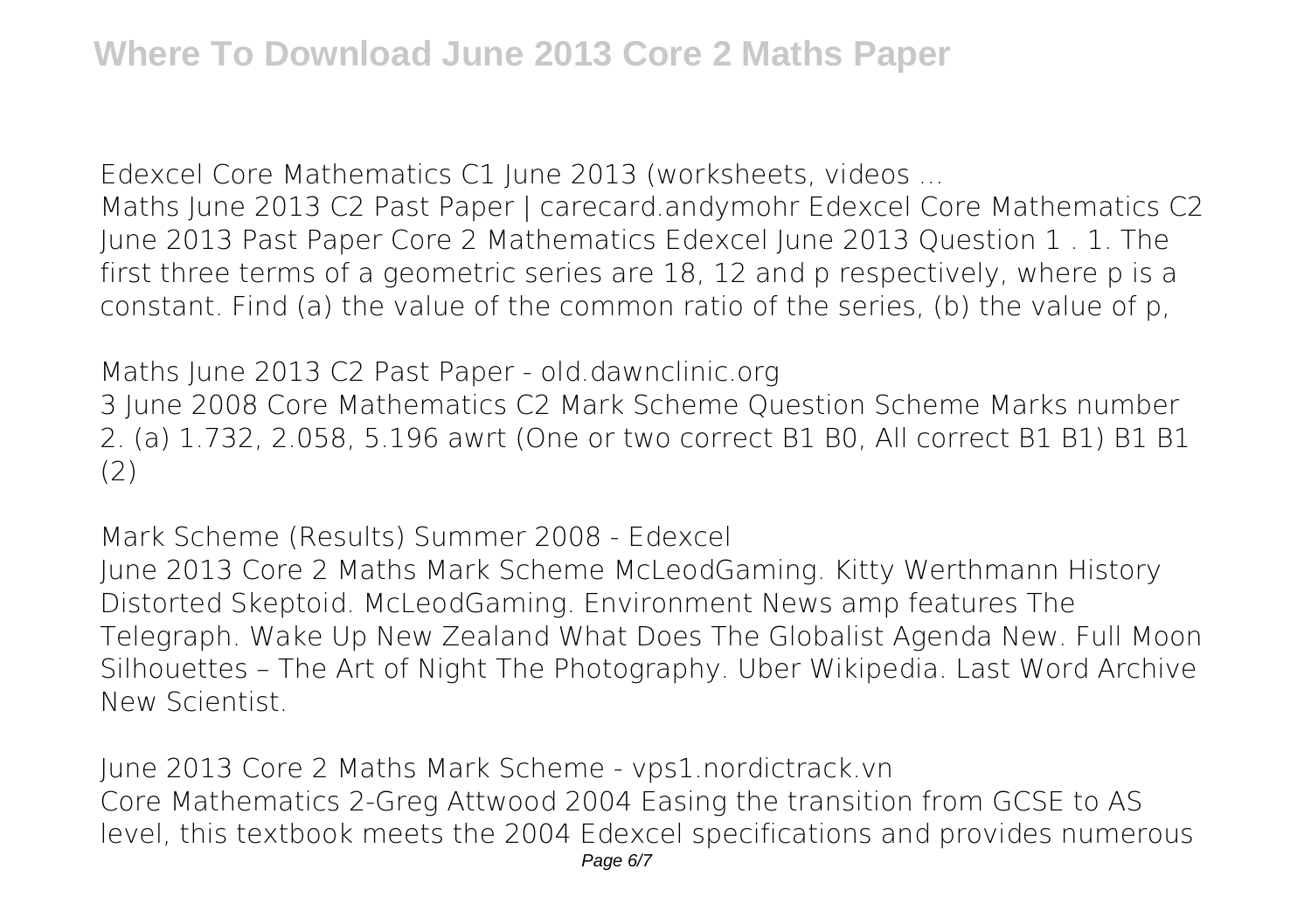**Edexcel Core Mathematics C1 June 2013 (worksheets, videos ...**

Maths June 2013 C2 Past Paper | carecard.andymohr Edexcel Core Mathematics C2 June 2013 Past Paper Core 2 Mathematics Edexcel June 2013 Question 1 . 1. The first three terms of a geometric series are 18, 12 and p respectively, where p is a constant. Find (a) the value of the common ratio of the series, (b) the value of p,

**Maths June 2013 C2 Past Paper - old.dawnclinic.org**

3 June 2008 Core Mathematics C2 Mark Scheme Question Scheme Marks number 2. (a) 1.732, 2.058, 5.196 awrt (One or two correct B1 B0, All correct B1 B1) B1 B1 (2)

**Mark Scheme (Results) Summer 2008 - Edexcel**

June 2013 Core 2 Maths Mark Scheme McLeodGaming. Kitty Werthmann History Distorted Skeptoid. McLeodGaming. Environment News amp features The Telegraph. Wake Up New Zealand What Does The Globalist Agenda New. Full Moon Silhouettes – The Art of Night The Photography. Uber Wikipedia. Last Word Archive New Scientist.

**June 2013 Core 2 Maths Mark Scheme - vps1.nordictrack.vn**

Core Mathematics 2-Greg Attwood 2004 Easing the transition from GCSE to AS level, this textbook meets the 2004 Edexcel specifications and provides numerous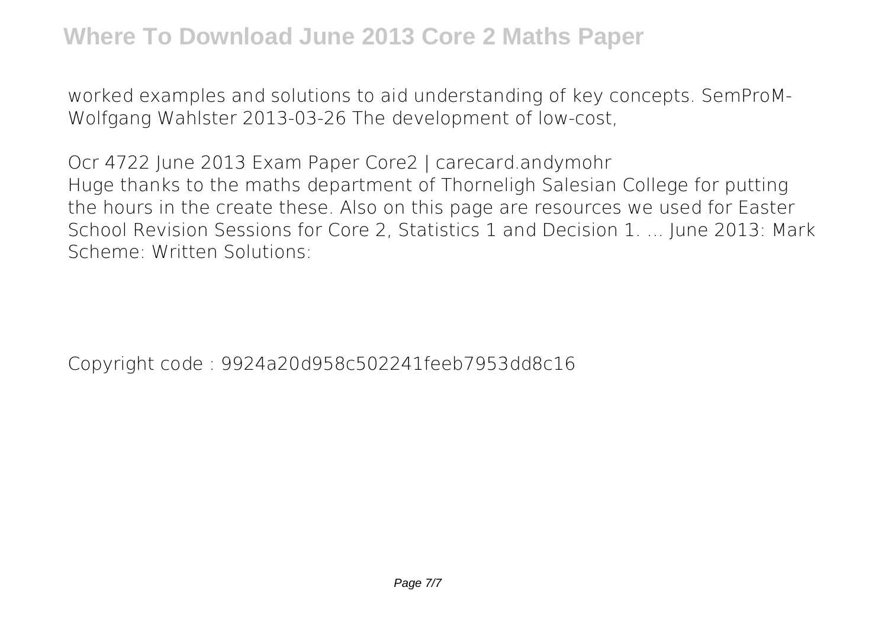worked examples and solutions to aid understanding of key concepts. SemProM-Wolfgang Wahlster 2013-03-26 The development of low-cost,

*Ocr 4722 June 2013 Exam Paper Core2 | carecard.andymohr*

Huge thanks to the maths department of Thorneligh Salesian College for putting the hours in the create these. Also on this page are resources we used for Easter School Revision Sessions for Core 2, Statistics 1 and Decision 1. ... June 2013: Mark Scheme: Written Solutions:

Copyright code : 9924a20d958c502241feeb7953dd8c16